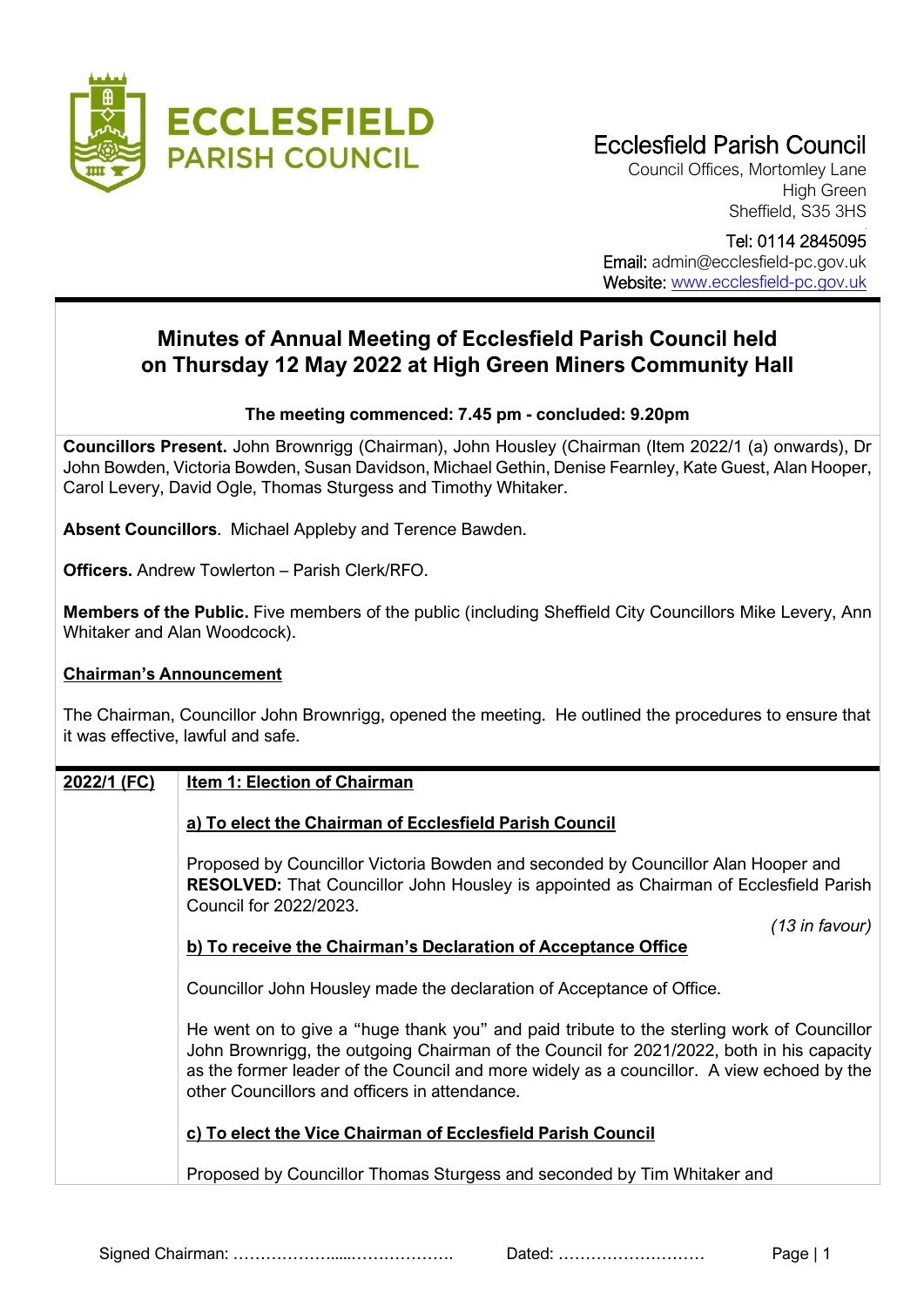# Ecclesfield Parish Council

Council Offices, Mortomley Lane
High Green
Sheffield, S35 3HS

Tel: 0114 2845095
Email: admin@ecclesfield-pc.gov.uk
Website: www.ecclesfield-pc.gov.uk

## Minutes of Annual Meeting of Ecclesfield Parish Council held on Thursday 12 May 2022 at High Green Miners Community Hall

**The meeting commenced: 7.45 pm - concluded: 9.20pm**

**Councillors Present.** John Brownrigg (Chairman), John Housley (Chairman (Item 2022/1 (a) onwards), Dr John Bowden, Victoria Bowden, Susan Davidson, Michael Gethin, Denise Fearnley, Kate Guest, Alan Hooper, Carol Levery, David Ogle, Thomas Sturgess and Timothy Whitaker.

**Absent Councillors**. Michael Appleby and Terence Bawden.

**Officers.** Andrew Towlerton – Parish Clerk/RFO.

**Members of the Public.** Five members of the public (including Sheffield City Councillors Mike Levery, Ann Whitaker and Alan Woodcock).

**Chairman's Announcement**

The Chairman, Councillor John Brownrigg, opened the meeting. He outlined the procedures to ensure that it was effective, lawful and safe.

**2022/1 (FC)** **Item 1: Election of Chairman**

**a) To elect the Chairman of Ecclesfield Parish Council**

Proposed by Councillor Victoria Bowden and seconded by Councillor Alan Hooper and **RESOLVED:** That Councillor John Housley is appointed as Chairman of Ecclesfield Parish Council for 2022/2023.

*(13 in favour)*

**b) To receive the Chairman's Declaration of Acceptance Office**

Councillor John Housley made the declaration of Acceptance of Office.

He went on to give a "huge thank you" and paid tribute to the sterling work of Councillor John Brownrigg, the outgoing Chairman of the Council for 2021/2022, both in his capacity as the former leader of the Council and more widely as a councillor. A view echoed by the other Councillors and officers in attendance.

**c) To elect the Vice Chairman of Ecclesfield Parish Council**

Proposed by Councillor Thomas Sturgess and seconded by Tim Whitaker and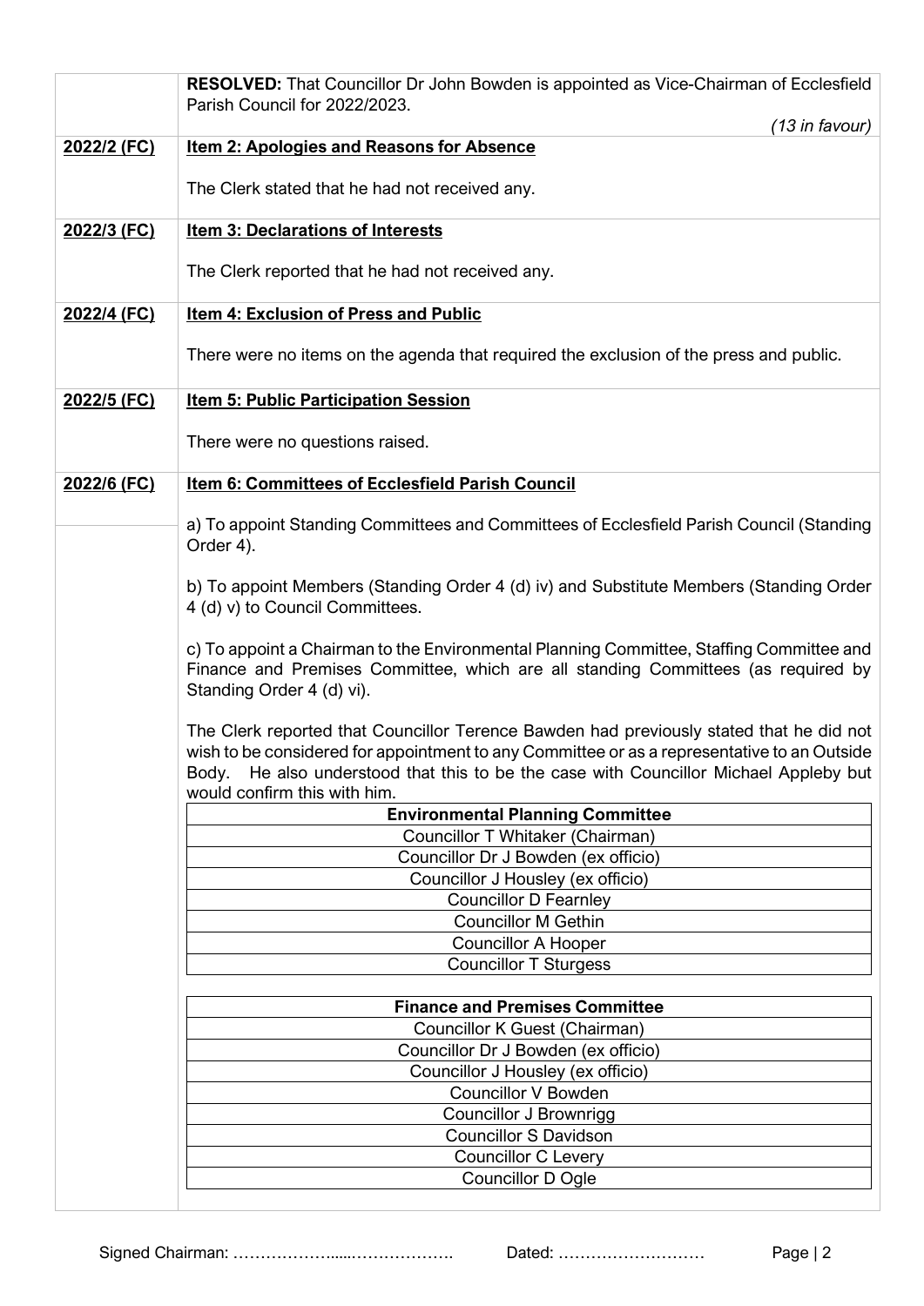**RESOLVED:** That Councillor Dr John Bowden is appointed as Vice-Chairman of Ecclesfield Parish Council for 2022/2023.

*(13 in favour)*

**2022/2 (FC)** **Item 2: Apologies and Reasons for Absence**

The Clerk stated that he had not received any.

**2022/3 (FC)** **Item 3: Declarations of Interests**

The Clerk reported that he had not received any.

**2022/4 (FC)** **Item 4: Exclusion of Press and Public**

There were no items on the agenda that required the exclusion of the press and public.

**2022/5 (FC)** **Item 5: Public Participation Session**

There were no questions raised.

**2022/6 (FC)** **Item 6: Committees of Ecclesfield Parish Council**

a) To appoint Standing Committees and Committees of Ecclesfield Parish Council (Standing Order 4).

b) To appoint Members (Standing Order 4 (d) iv) and Substitute Members (Standing Order 4 (d) v) to Council Committees.

c) To appoint a Chairman to the Environmental Planning Committee, Staffing Committee and Finance and Premises Committee, which are all standing Committees (as required by Standing Order 4 (d) vi).

The Clerk reported that Councillor Terence Bawden had previously stated that he did not wish to be considered for appointment to any Committee or as a representative to an Outside Body. He also understood that this to be the case with Councillor Michael Appleby but would confirm this with him.

| Environmental Planning Committee |
| --- |
| Councillor T Whitaker (Chairman) |
| Councillor Dr J Bowden (ex officio) |
| Councillor J Housley (ex officio) |
| Councillor D Fearnley |
| Councillor M Gethin |
| Councillor A Hooper |
| Councillor T Sturgess |

| Finance and Premises Committee |
| --- |
| Councillor K Guest (Chairman) |
| Councillor Dr J Bowden (ex officio) |
| Councillor J Housley (ex officio) |
| Councillor V Bowden |
| Councillor J Brownrigg |
| Councillor S Davidson |
| Councillor C Levery |
| Councillor D Ogle |

Signed Chairman: ………………......………………. Dated: ………………………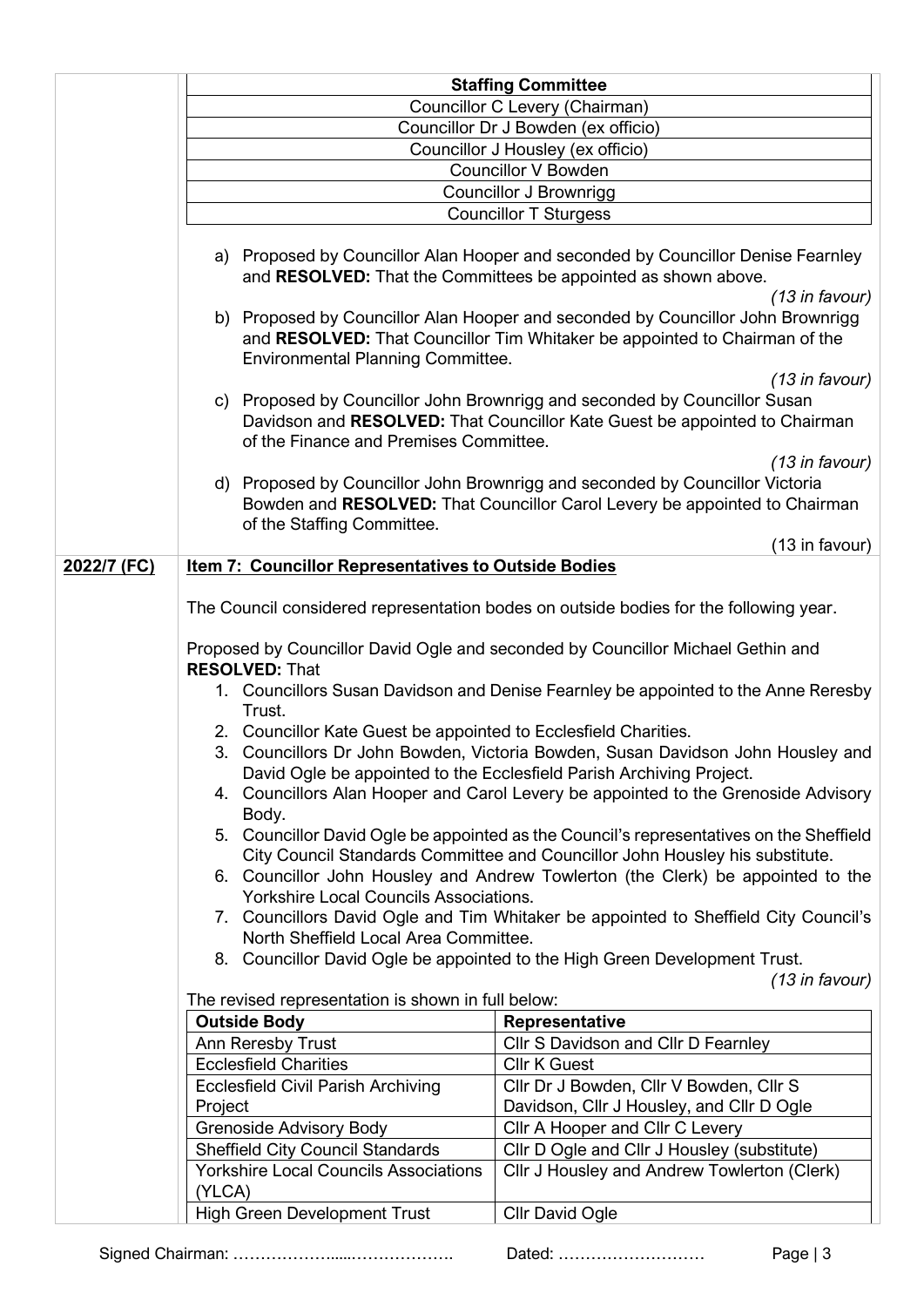| Staffing Committee |
|---|
| Councillor C Levery (Chairman) |
| Councillor Dr J Bowden (ex officio) |
| Councillor J Housley (ex officio) |
| Councillor V Bowden |
| Councillor J Brownrigg |
| Councillor T Sturgess |

a) Proposed by Councillor Alan Hooper and seconded by Councillor Denise Fearnley and **RESOLVED:** That the Committees be appointed as shown above.

*(13 in favour)*

b) Proposed by Councillor Alan Hooper and seconded by Councillor John Brownrigg and **RESOLVED:** That Councillor Tim Whitaker be appointed to Chairman of the Environmental Planning Committee.

*(13 in favour)*

c) Proposed by Councillor John Brownrigg and seconded by Councillor Susan Davidson and **RESOLVED:** That Councillor Kate Guest be appointed to Chairman of the Finance and Premises Committee.

*(13 in favour)*

d) Proposed by Councillor John Brownrigg and seconded by Councillor Victoria Bowden and **RESOLVED:** That Councillor Carol Levery be appointed to Chairman of the Staffing Committee.

(13 in favour)

**2022/7 (FC)** **Item 7: Councillor Representatives to Outside Bodies**

The Council considered representation bodes on outside bodies for the following year.

Proposed by Councillor David Ogle and seconded by Councillor Michael Gethin and **RESOLVED:** That

1. Councillors Susan Davidson and Denise Fearnley be appointed to the Anne Reresby Trust.
2. Councillor Kate Guest be appointed to Ecclesfield Charities.
3. Councillors Dr John Bowden, Victoria Bowden, Susan Davidson John Housley and David Ogle be appointed to the Ecclesfield Parish Archiving Project.
4. Councillors Alan Hooper and Carol Levery be appointed to the Grenoside Advisory Body.
5. Councillor David Ogle be appointed as the Council's representatives on the Sheffield City Council Standards Committee and Councillor John Housley his substitute.
6. Councillor John Housley and Andrew Towlerton (the Clerk) be appointed to the Yorkshire Local Councils Associations.
7. Councillors David Ogle and Tim Whitaker be appointed to Sheffield City Council's North Sheffield Local Area Committee.
8. Councillor David Ogle be appointed to the High Green Development Trust.

*(13 in favour)*

The revised representation is shown in full below:

| Outside Body | Representative |
|---|---|
| Ann Reresby Trust | Cllr S Davidson and Cllr D Fearnley |
| Ecclesfield Charities | Cllr K Guest |
| Ecclesfield Civil Parish Archiving Project | Cllr Dr J Bowden, Cllr V Bowden, Cllr S Davidson, Cllr J Housley, and Cllr D Ogle |
| Grenoside Advisory Body | Cllr A Hooper and Cllr C Levery |
| Sheffield City Council Standards | Cllr D Ogle and Cllr J Housley (substitute) |
| Yorkshire Local Councils Associations (YLCA) | Cllr J Housley and Andrew Towlerton (Clerk) |
| High Green Development Trust | Cllr David Ogle |

Signed Chairman: …………………....………………. Dated: ………………………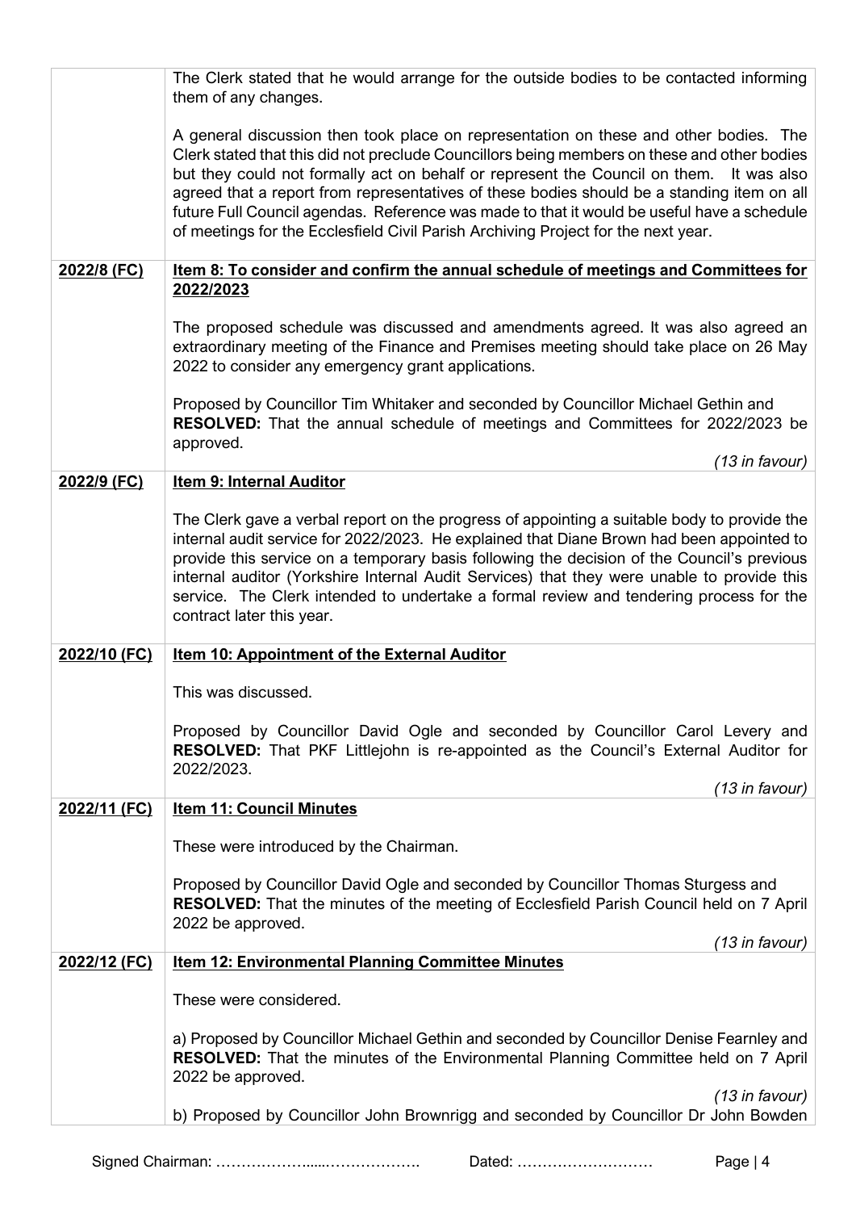| | |
|---|---|
| | The Clerk stated that he would arrange for the outside bodies to be contacted informing them of any changes.<br><br>A general discussion then took place on representation on these and other bodies. The Clerk stated that this did not preclude Councillors being members on these and other bodies but they could not formally act on behalf or represent the Council on them. It was also agreed that a report from representatives of these bodies should be a standing item on all future Full Council agendas. Reference was made to that it would be useful have a schedule of meetings for the Ecclesfield Civil Parish Archiving Project for the next year. |
| **2022/8 (FC)** | **Item 8: To consider and confirm the annual schedule of meetings and Committees for 2022/2023**<br><br>The proposed schedule was discussed and amendments agreed. It was also agreed an extraordinary meeting of the Finance and Premises meeting should take place on 26 May 2022 to consider any emergency grant applications.<br><br>Proposed by Councillor Tim Whitaker and seconded by Councillor Michael Gethin and **RESOLVED:** That the annual schedule of meetings and Committees for 2022/2023 be approved.<br><br>*(13 in favour)* |
| **2022/9 (FC)** | **Item 9: Internal Auditor**<br><br>The Clerk gave a verbal report on the progress of appointing a suitable body to provide the internal audit service for 2022/2023. He explained that Diane Brown had been appointed to provide this service on a temporary basis following the decision of the Council's previous internal auditor (Yorkshire Internal Audit Services) that they were unable to provide this service. The Clerk intended to undertake a formal review and tendering process for the contract later this year. |
| **2022/10 (FC)** | **Item 10: Appointment of the External Auditor**<br><br>This was discussed.<br><br>Proposed by Councillor David Ogle and seconded by Councillor Carol Levery and **RESOLVED:** That PKF Littlejohn is re-appointed as the Council's External Auditor for 2022/2023.<br><br>*(13 in favour)* |
| **2022/11 (FC)** | **Item 11: Council Minutes**<br><br>These were introduced by the Chairman.<br><br>Proposed by Councillor David Ogle and seconded by Councillor Thomas Sturgess and **RESOLVED:** That the minutes of the meeting of Ecclesfield Parish Council held on 7 April 2022 be approved.<br><br>*(13 in favour)* |
| **2022/12 (FC)** | **Item 12: Environmental Planning Committee Minutes**<br><br>These were considered.<br><br>a) Proposed by Councillor Michael Gethin and seconded by Councillor Denise Fearnley and **RESOLVED:** That the minutes of the Environmental Planning Committee held on 7 April 2022 be approved.<br><br>*(13 in favour)*<br><br>b) Proposed by Councillor John Brownrigg and seconded by Councillor Dr John Bowden |

Signed Chairman: ……………….....………………. Dated: ………………………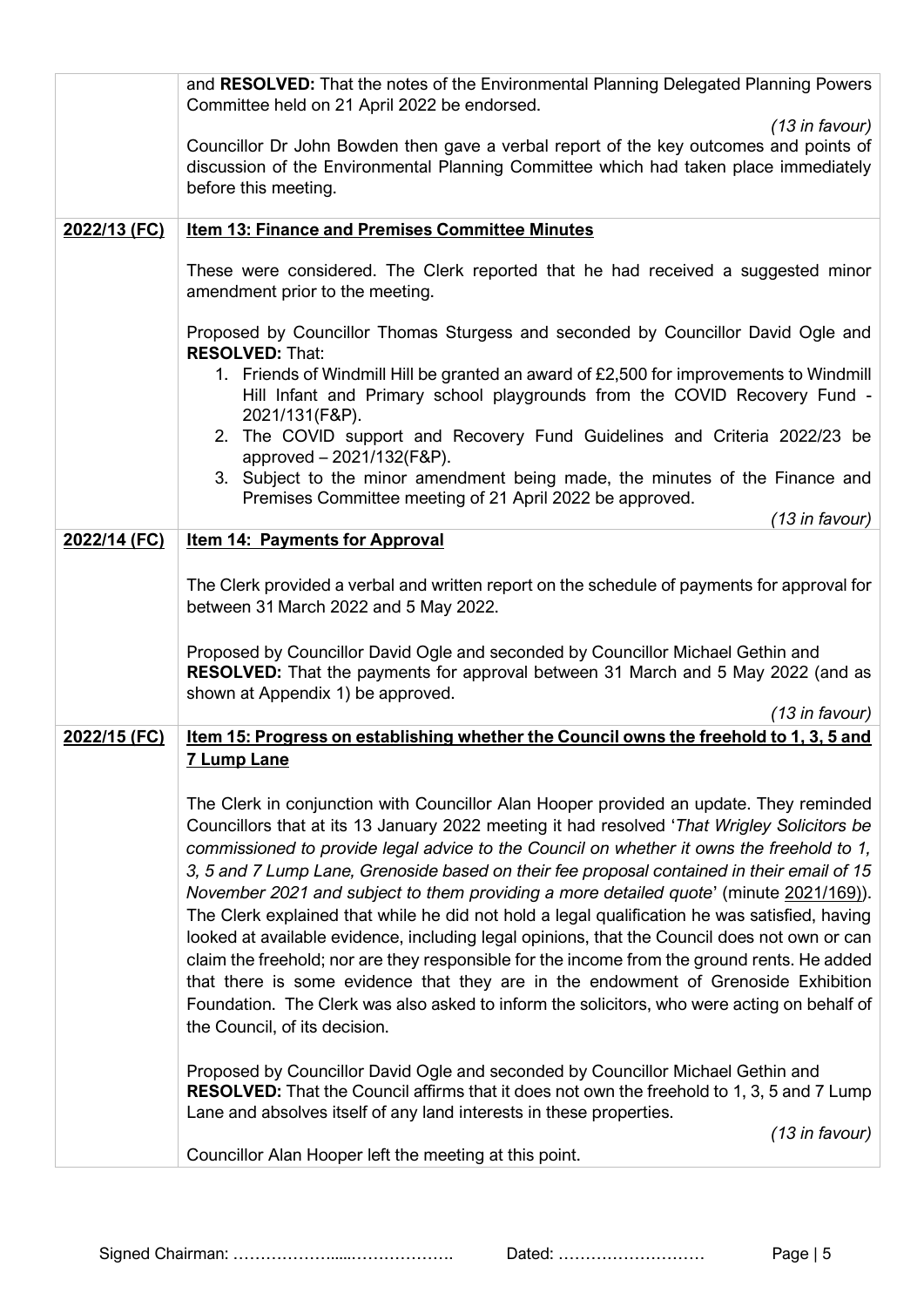| | |
|---|---|
| | and **RESOLVED:** That the notes of the Environmental Planning Delegated Planning Powers Committee held on 21 April 2022 be endorsed.<br>*(13 in favour)*<br>Councillor Dr John Bowden then gave a verbal report of the key outcomes and points of discussion of the Environmental Planning Committee which had taken place immediately before this meeting. |
| **2022/13 (FC)** | **Item 13: Finance and Premises Committee Minutes**<br><br>These were considered. The Clerk reported that he had received a suggested minor amendment prior to the meeting.<br><br>Proposed by Councillor Thomas Sturgess and seconded by Councillor David Ogle and **RESOLVED:** That:<br>1. Friends of Windmill Hill be granted an award of £2,500 for improvements to Windmill Hill Infant and Primary school playgrounds from the COVID Recovery Fund - 2021/131(F&P).<br>2. The COVID support and Recovery Fund Guidelines and Criteria 2022/23 be approved – 2021/132(F&P).<br>3. Subject to the minor amendment being made, the minutes of the Finance and Premises Committee meeting of 21 April 2022 be approved.<br>*(13 in favour)* |
| **2022/14 (FC)** | **Item 14: Payments for Approval**<br><br>The Clerk provided a verbal and written report on the schedule of payments for approval for between 31 March 2022 and 5 May 2022.<br><br>Proposed by Councillor David Ogle and seconded by Councillor Michael Gethin and **RESOLVED:** That the payments for approval between 31 March and 5 May 2022 (and as shown at Appendix 1) be approved.<br>*(13 in favour)* |
| **2022/15 (FC)** | **Item 15: Progress on establishing whether the Council owns the freehold to 1, 3, 5 and 7 Lump Lane**<br><br>The Clerk in conjunction with Councillor Alan Hooper provided an update. They reminded Councillors that at its 13 January 2022 meeting it had resolved '*That Wrigley Solicitors be commissioned to provide legal advice to the Council on whether it owns the freehold to 1, 3, 5 and 7 Lump Lane, Grenoside based on their fee proposal contained in their email of 15 November 2021 and subject to them providing a more detailed quote*' (minute 2021/169)). The Clerk explained that while he did not hold a legal qualification he was satisfied, having looked at available evidence, including legal opinions, that the Council does not own or can claim the freehold; nor are they responsible for the income from the ground rents. He added that there is some evidence that they are in the endowment of Grenoside Exhibition Foundation. The Clerk was also asked to inform the solicitors, who were acting on behalf of the Council, of its decision.<br><br>Proposed by Councillor David Ogle and seconded by Councillor Michael Gethin and **RESOLVED:** That the Council affirms that it does not own the freehold to 1, 3, 5 and 7 Lump Lane and absolves itself of any land interests in these properties.<br>*(13 in favour)*<br>Councillor Alan Hooper left the meeting at this point. |

Signed Chairman: …………………....………………. Dated: ………………………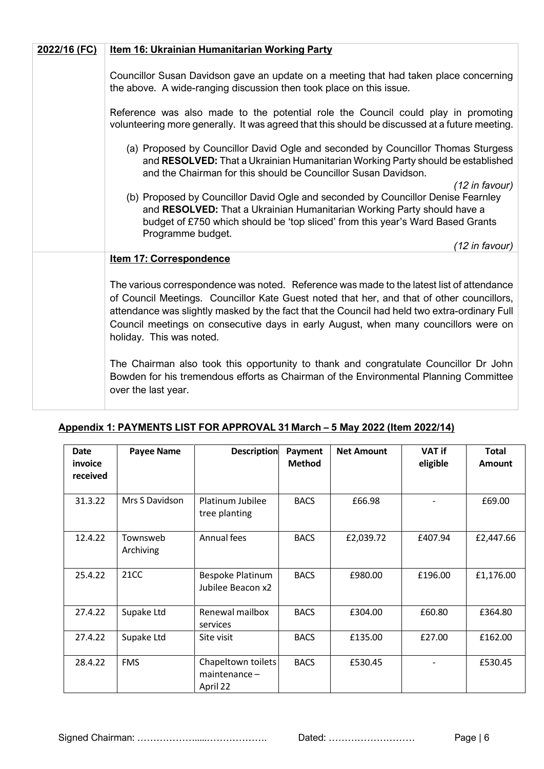| | |
|---|---|
| **2022/16 (FC)** | **Item 16: Ukrainian Humanitarian Working Party** |

Councillor Susan Davidson gave an update on a meeting that had taken place concerning the above. A wide-ranging discussion then took place on this issue.

Reference was also made to the potential role the Council could play in promoting volunteering more generally. It was agreed that this should be discussed at a future meeting.

(a) Proposed by Councillor David Ogle and seconded by Councillor Thomas Sturgess and **RESOLVED:** That a Ukrainian Humanitarian Working Party should be established and the Chairman for this should be Councillor Susan Davidson.

*(12 in favour)*

(b) Proposed by Councillor David Ogle and seconded by Councillor Denise Fearnley and **RESOLVED:** That a Ukrainian Humanitarian Working Party should have a budget of £750 which should be 'top sliced' from this year's Ward Based Grants Programme budget.

*(12 in favour)*

**Item 17: Correspondence**

The various correspondence was noted. Reference was made to the latest list of attendance of Council Meetings. Councillor Kate Guest noted that her, and that of other councillors, attendance was slightly masked by the fact that the Council had held two extra-ordinary Full Council meetings on consecutive days in early August, when many councillors were on holiday. This was noted.

The Chairman also took this opportunity to thank and congratulate Councillor Dr John Bowden for his tremendous efforts as Chairman of the Environmental Planning Committee over the last year.

## Appendix 1: PAYMENTS LIST FOR APPROVAL 31 March – 5 May 2022 (Item 2022/14)

| Date invoice received | Payee Name | Description | Payment Method | Net Amount | VAT if eligible | Total Amount |
|---|---|---|---|---|---|---|
| 31.3.22 | Mrs S Davidson | Platinum Jubilee tree planting | BACS | £66.98 | - | £69.00 |
| 12.4.22 | Townsweb Archiving | Annual fees | BACS | £2,039.72 | £407.94 | £2,447.66 |
| 25.4.22 | 21CC | Bespoke Platinum Jubilee Beacon x2 | BACS | £980.00 | £196.00 | £1,176.00 |
| 27.4.22 | Supake Ltd | Renewal mailbox services | BACS | £304.00 | £60.80 | £364.80 |
| 27.4.22 | Supake Ltd | Site visit | BACS | £135.00 | £27.00 | £162.00 |
| 28.4.22 | FMS | Chapeltown toilets maintenance – April 22 | BACS | £530.45 | - | £530.45 |

Signed Chairman: ………………....………………. Dated: ………………………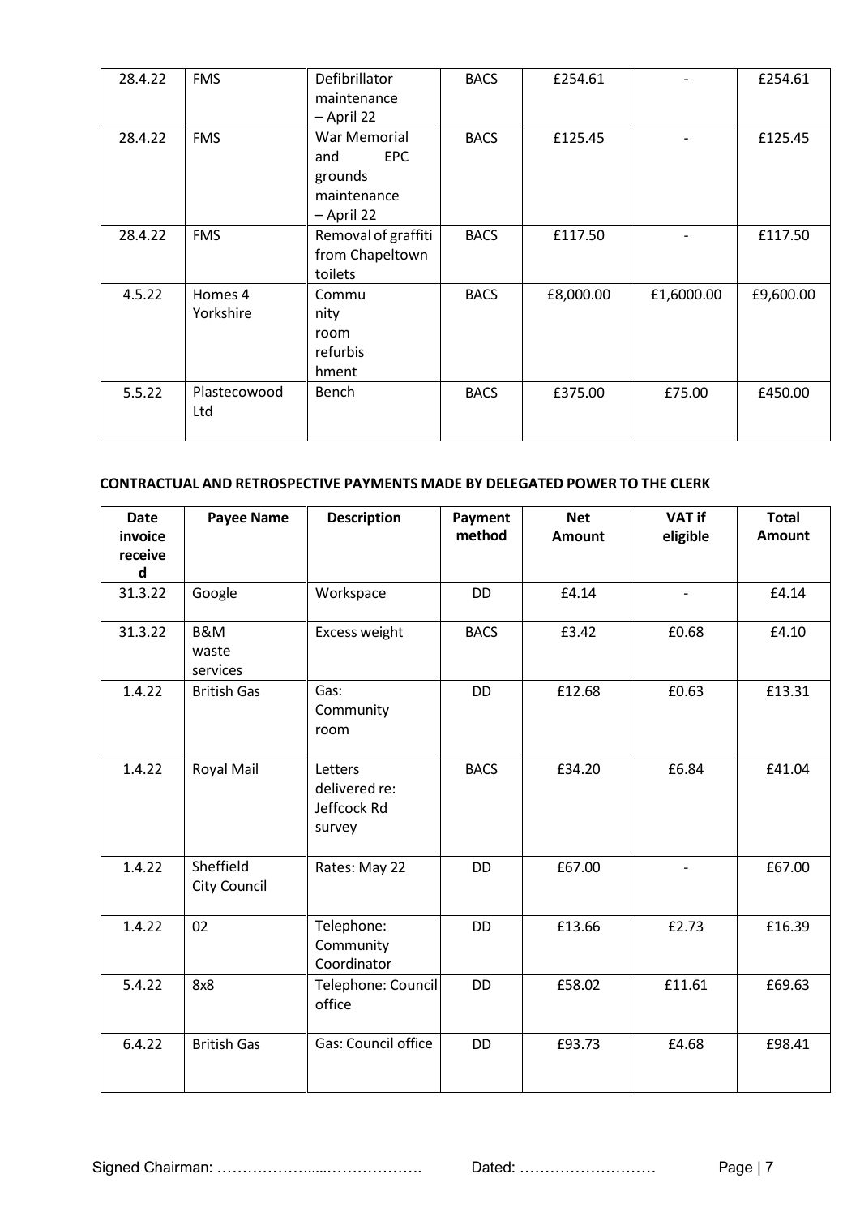| | | | | | | |
|---|---|---|---|---|---|---|
| 28.4.22 | FMS | Defibrillator maintenance – April 22 | BACS | £254.61 | - | £254.61 |
| 28.4.22 | FMS | War Memorial and EPC grounds maintenance – April 22 | BACS | £125.45 | - | £125.45 |
| 28.4.22 | FMS | Removal of graffiti from Chapeltown toilets | BACS | £117.50 | - | £117.50 |
| 4.5.22 | Homes 4 Yorkshire | Community room refurbishment | BACS | £8,000.00 | £1,6000.00 | £9,600.00 |
| 5.5.22 | Plastecowood Ltd | Bench | BACS | £375.00 | £75.00 | £450.00 |

**CONTRACTUAL AND RETROSPECTIVE PAYMENTS MADE BY DELEGATED POWER TO THE CLERK**

| Date invoice received | Payee Name | Description | Payment method | Net Amount | VAT if eligible | Total Amount |
|---|---|---|---|---|---|---|
| 31.3.22 | Google | Workspace | DD | £4.14 | - | £4.14 |
| 31.3.22 | B&M waste services | Excess weight | BACS | £3.42 | £0.68 | £4.10 |
| 1.4.22 | British Gas | Gas: Community room | DD | £12.68 | £0.63 | £13.31 |
| 1.4.22 | Royal Mail | Letters delivered re: Jeffcock Rd survey | BACS | £34.20 | £6.84 | £41.04 |
| 1.4.22 | Sheffield City Council | Rates: May 22 | DD | £67.00 | - | £67.00 |
| 1.4.22 | 02 | Telephone: Community Coordinator | DD | £13.66 | £2.73 | £16.39 |
| 5.4.22 | 8x8 | Telephone: Council office | DD | £58.02 | £11.61 | £69.63 |
| 6.4.22 | British Gas | Gas: Council office | DD | £93.73 | £4.68 | £98.41 |

Signed Chairman: ……………….....………………. Dated: ………………………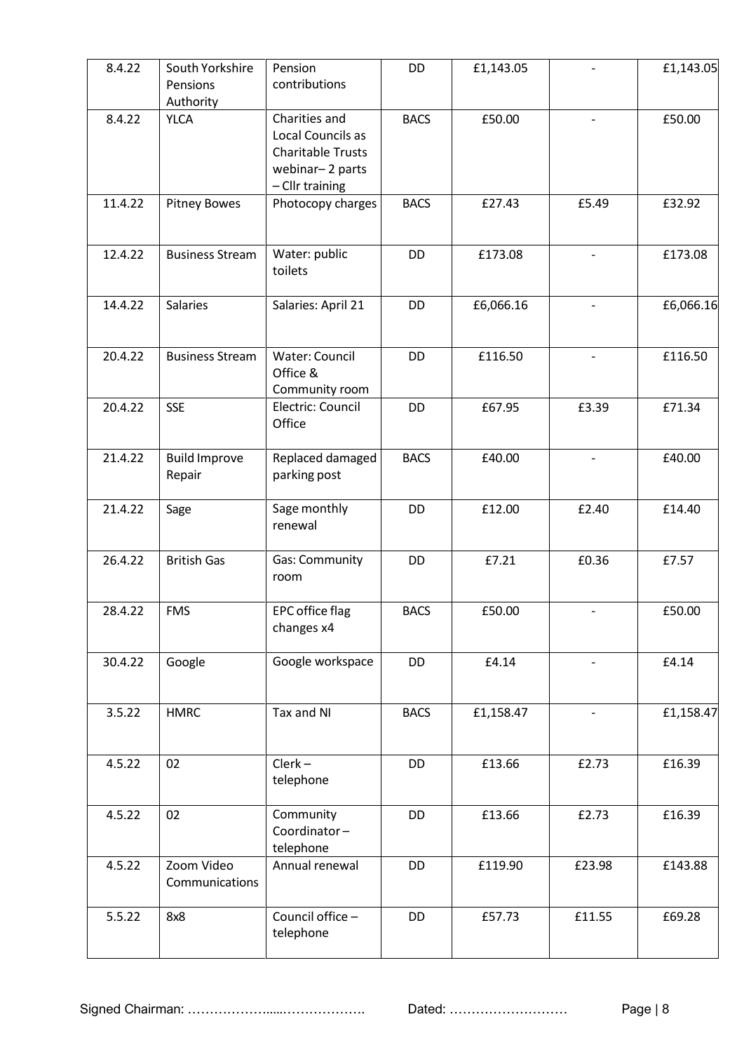| 8.4.22 | South Yorkshire Pensions Authority | Pension contributions | DD | £1,143.05 | - | £1,143.05 |
|---|---|---|---|---|---|---|
| 8.4.22 | YLCA | Charities and Local Councils as Charitable Trusts webinar– 2 parts – Cllr training | BACS | £50.00 | - | £50.00 |
| 11.4.22 | Pitney Bowes | Photocopy charges | BACS | £27.43 | £5.49 | £32.92 |
| 12.4.22 | Business Stream | Water: public toilets | DD | £173.08 | - | £173.08 |
| 14.4.22 | Salaries | Salaries: April 21 | DD | £6,066.16 | - | £6,066.16 |
| 20.4.22 | Business Stream | Water: Council Office & Community room | DD | £116.50 | - | £116.50 |
| 20.4.22 | SSE | Electric: Council Office | DD | £67.95 | £3.39 | £71.34 |
| 21.4.22 | Build Improve Repair | Replaced damaged parking post | BACS | £40.00 | - | £40.00 |
| 21.4.22 | Sage | Sage monthly renewal | DD | £12.00 | £2.40 | £14.40 |
| 26.4.22 | British Gas | Gas: Community room | DD | £7.21 | £0.36 | £7.57 |
| 28.4.22 | FMS | EPC office flag changes x4 | BACS | £50.00 | - | £50.00 |
| 30.4.22 | Google | Google workspace | DD | £4.14 | - | £4.14 |
| 3.5.22 | HMRC | Tax and NI | BACS | £1,158.47 | - | £1,158.47 |
| 4.5.22 | 02 | Clerk – telephone | DD | £13.66 | £2.73 | £16.39 |
| 4.5.22 | 02 | Community Coordinator – telephone | DD | £13.66 | £2.73 | £16.39 |
| 4.5.22 | Zoom Video Communications | Annual renewal | DD | £119.90 | £23.98 | £143.88 |
| 5.5.22 | 8x8 | Council office – telephone | DD | £57.73 | £11.55 | £69.28 |

Signed Chairman: ………………....………………. Dated: ………………………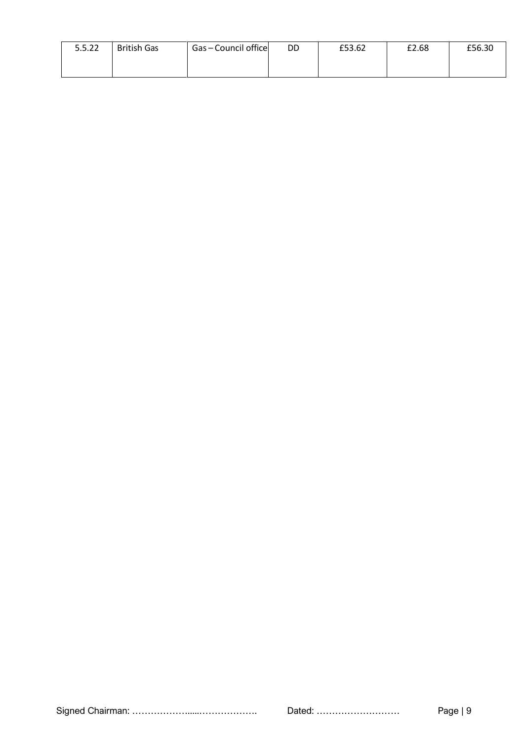| | | | | | | |
|---|---|---|---|---|---|---|
| 5.5.22 | British Gas | Gas – Council office | DD | £53.62 | £2.68 | £56.30 |

Signed Chairman: ………………....………………. Dated: ………………………